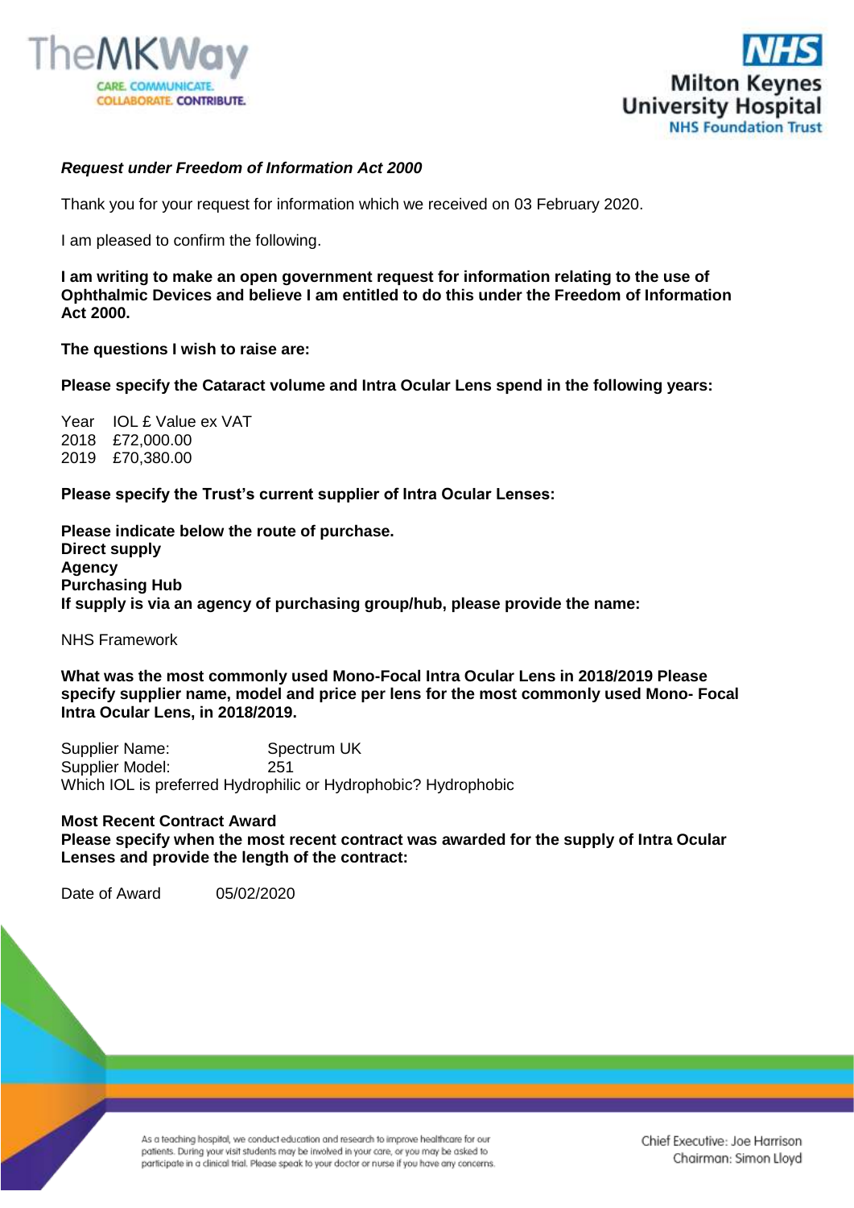***Request under Freedom of Information Act 2000***

Thank you for your request for information which we received on 03 February 2020.

I am pleased to confirm the following.

**I am writing to make an open government request for information relating to the use of Ophthalmic Devices and believe I am entitled to do this under the Freedom of Information Act 2000.**

**The questions I wish to raise are:**

**Please specify the Cataract volume and Intra Ocular Lens spend in the following years:**

| Year | IOL £ Value ex VAT |
|---|---|
| 2018 | £72,000.00 |
| 2019 | £70,380.00 |

**Please specify the Trust's current supplier of Intra Ocular Lenses:**

**Please indicate below the route of purchase.**
**Direct supply**
**Agency**
**Purchasing Hub**
**If supply is via an agency of purchasing group/hub, please provide the name:**

NHS Framework

**What was the most commonly used Mono-Focal Intra Ocular Lens in 2018/2019 Please specify supplier name, model and price per lens for the most commonly used Mono- Focal Intra Ocular Lens, in 2018/2019.**

Supplier Name: Spectrum UK
Supplier Model: 251
Which IOL is preferred Hydrophilic or Hydrophobic? Hydrophobic

**Most Recent Contract Award**
**Please specify when the most recent contract was awarded for the supply of Intra Ocular Lenses and provide the length of the contract:**

Date of Award 05/02/2020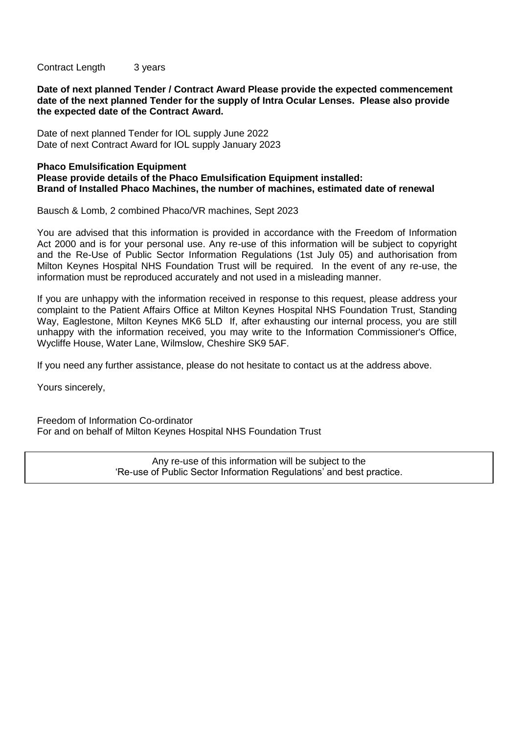Contract Length 3 years

**Date of next planned Tender / Contract Award Please provide the expected commencement date of the next planned Tender for the supply of Intra Ocular Lenses. Please also provide the expected date of the Contract Award.**

Date of next planned Tender for IOL supply June 2022
Date of next Contract Award for IOL supply January 2023

**Phaco Emulsification Equipment**
**Please provide details of the Phaco Emulsification Equipment installed:**
**Brand of Installed Phaco Machines, the number of machines, estimated date of renewal**

Bausch & Lomb, 2 combined Phaco/VR machines, Sept 2023

You are advised that this information is provided in accordance with the Freedom of Information Act 2000 and is for your personal use. Any re-use of this information will be subject to copyright and the Re-Use of Public Sector Information Regulations (1st July 05) and authorisation from Milton Keynes Hospital NHS Foundation Trust will be required. In the event of any re-use, the information must be reproduced accurately and not used in a misleading manner.

If you are unhappy with the information received in response to this request, please address your complaint to the Patient Affairs Office at Milton Keynes Hospital NHS Foundation Trust, Standing Way, Eaglestone, Milton Keynes MK6 5LD If, after exhausting our internal process, you are still unhappy with the information received, you may write to the Information Commissioner's Office, Wycliffe House, Water Lane, Wilmslow, Cheshire SK9 5AF.

If you need any further assistance, please do not hesitate to contact us at the address above.

Yours sincerely,

Freedom of Information Co-ordinator
For and on behalf of Milton Keynes Hospital NHS Foundation Trust

Any re-use of this information will be subject to the
'Re-use of Public Sector Information Regulations' and best practice.